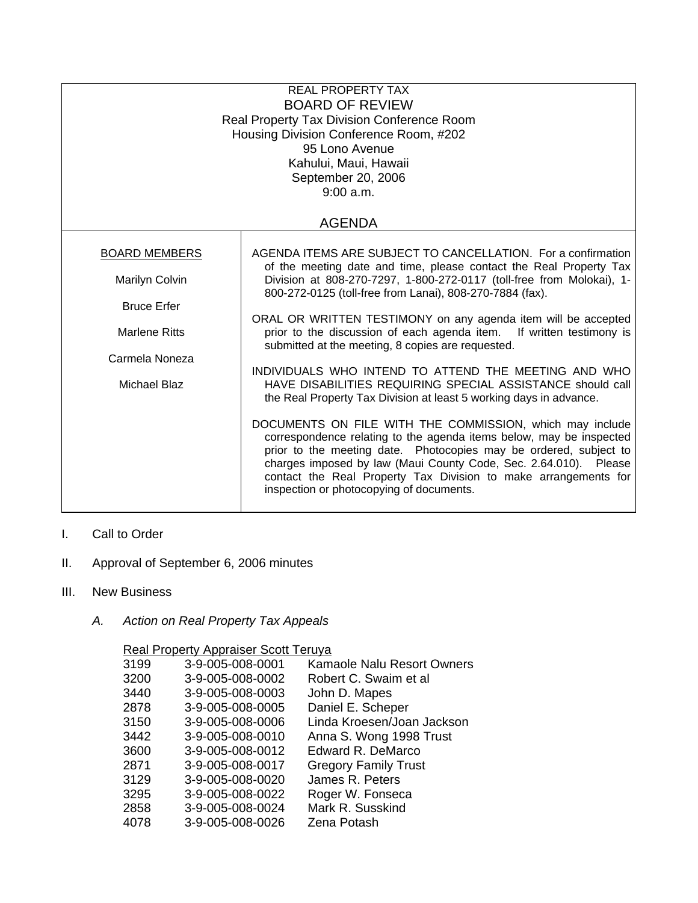REAL PROPERTY TAX

# BOARD OF REVIEW

Real Property Tax Division Conference Room
Housing Division Conference Room, #202
95 Lono Avenue
Kahului, Maui, Hawaii
September 20, 2006
9:00 a.m.

## AGENDA

| BOARD MEMBERS | |
|---|---|
| Marilyn Colvin | AGENDA ITEMS ARE SUBJECT TO CANCELLATION. For a confirmation of the meeting date and time, please contact the Real Property Tax Division at 808-270-7297, 1-800-272-0117 (toll-free from Molokai), 1-800-272-0125 (toll-free from Lanai), 808-270-7884 (fax). |
| Bruce Erfer | ORAL OR WRITTEN TESTIMONY on any agenda item will be accepted prior to the discussion of each agenda item. If written testimony is submitted at the meeting, 8 copies are requested. |
| Marlene Ritts | INDIVIDUALS WHO INTEND TO ATTEND THE MEETING AND WHO HAVE DISABILITIES REQUIRING SPECIAL ASSISTANCE should call the Real Property Tax Division at least 5 working days in advance. |
| Carmela Noneza | DOCUMENTS ON FILE WITH THE COMMISSION, which may include correspondence relating to the agenda items below, may be inspected prior to the meeting date. Photocopies may be ordered, subject to charges imposed by law (Maui County Code, Sec. 2.64.010). Please contact the Real Property Tax Division to make arrangements for inspection or photocopying of documents. |
| Michael Blaz | |

I. Call to Order

II. Approval of September 6, 2006 minutes

III. New Business

*A. Action on Real Property Tax Appeals*

Real Property Appraiser Scott Teruya

| | | |
|---|---|---|
| 3199 | 3-9-005-008-0001 | Kamaole Nalu Resort Owners |
| 3200 | 3-9-005-008-0002 | Robert C. Swaim et al |
| 3440 | 3-9-005-008-0003 | John D. Mapes |
| 2878 | 3-9-005-008-0005 | Daniel E. Scheper |
| 3150 | 3-9-005-008-0006 | Linda Kroesen/Joan Jackson |
| 3442 | 3-9-005-008-0010 | Anna S. Wong 1998 Trust |
| 3600 | 3-9-005-008-0012 | Edward R. DeMarco |
| 2871 | 3-9-005-008-0017 | Gregory Family Trust |
| 3129 | 3-9-005-008-0020 | James R. Peters |
| 3295 | 3-9-005-008-0022 | Roger W. Fonseca |
| 2858 | 3-9-005-008-0024 | Mark R. Susskind |
| 4078 | 3-9-005-008-0026 | Zena Potash |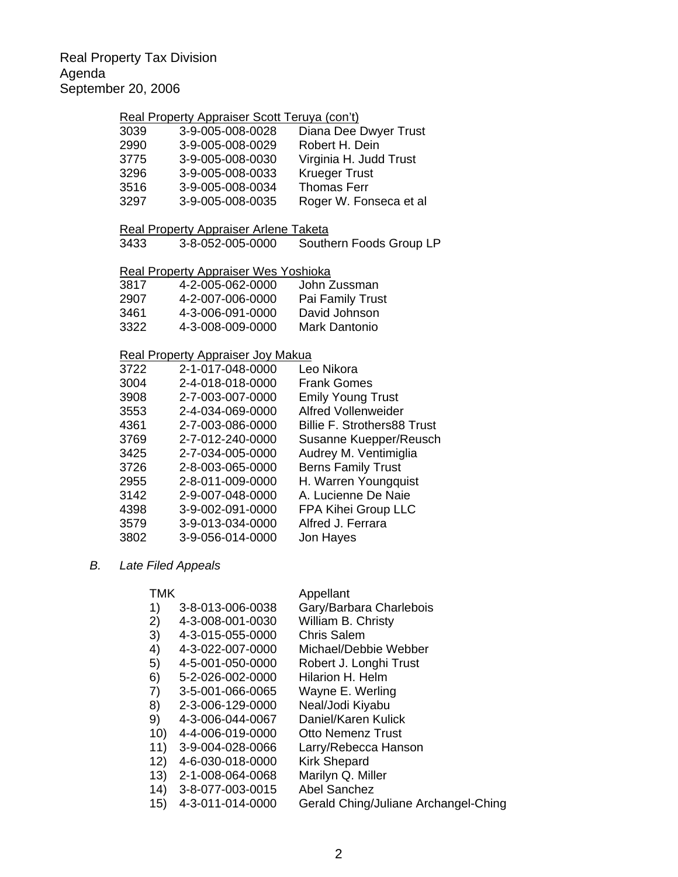Real Property Tax Division
Agenda
September 20, 2006

Real Property Appraiser Scott Teruya (con't)

| | | |
|---|---|---|
| 3039 | 3-9-005-008-0028 | Diana Dee Dwyer Trust |
| 2990 | 3-9-005-008-0029 | Robert H. Dein |
| 3775 | 3-9-005-008-0030 | Virginia H. Judd Trust |
| 3296 | 3-9-005-008-0033 | Krueger Trust |
| 3516 | 3-9-005-008-0034 | Thomas Ferr |
| 3297 | 3-9-005-008-0035 | Roger W. Fonseca et al |

Real Property Appraiser Arlene Taketa

| | | |
|---|---|---|
| 3433 | 3-8-052-005-0000 | Southern Foods Group LP |

Real Property Appraiser Wes Yoshioka

| | | |
|---|---|---|
| 3817 | 4-2-005-062-0000 | John Zussman |
| 2907 | 4-2-007-006-0000 | Pai Family Trust |
| 3461 | 4-3-006-091-0000 | David Johnson |
| 3322 | 4-3-008-009-0000 | Mark Dantonio |

Real Property Appraiser Joy Makua

| | | |
|---|---|---|
| 3722 | 2-1-017-048-0000 | Leo Nikora |
| 3004 | 2-4-018-018-0000 | Frank Gomes |
| 3908 | 2-7-003-007-0000 | Emily Young Trust |
| 3553 | 2-4-034-069-0000 | Alfred Vollenweider |
| 4361 | 2-7-003-086-0000 | Billie F. Strothers88 Trust |
| 3769 | 2-7-012-240-0000 | Susanne Kuepper/Reusch |
| 3425 | 2-7-034-005-0000 | Audrey M. Ventimiglia |
| 3726 | 2-8-003-065-0000 | Berns Family Trust |
| 2955 | 2-8-011-009-0000 | H. Warren Youngquist |
| 3142 | 2-9-007-048-0000 | A. Lucienne De Naie |
| 4398 | 3-9-002-091-0000 | FPA Kihei Group LLC |
| 3579 | 3-9-013-034-0000 | Alfred J. Ferrara |
| 3802 | 3-9-056-014-0000 | Jon Hayes |

*B. Late Filed Appeals*

| | TMK | Appellant |
|---|---|---|
| 1) | 3-8-013-006-0038 | Gary/Barbara Charlebois |
| 2) | 4-3-008-001-0030 | William B. Christy |
| 3) | 4-3-015-055-0000 | Chris Salem |
| 4) | 4-3-022-007-0000 | Michael/Debbie Webber |
| 5) | 4-5-001-050-0000 | Robert J. Longhi Trust |
| 6) | 5-2-026-002-0000 | Hilarion H. Helm |
| 7) | 3-5-001-066-0065 | Wayne E. Werling |
| 8) | 2-3-006-129-0000 | Neal/Jodi Kiyabu |
| 9) | 4-3-006-044-0067 | Daniel/Karen Kulick |
| 10) | 4-4-006-019-0000 | Otto Nemenz Trust |
| 11) | 3-9-004-028-0066 | Larry/Rebecca Hanson |
| 12) | 4-6-030-018-0000 | Kirk Shepard |
| 13) | 2-1-008-064-0068 | Marilyn Q. Miller |
| 14) | 3-8-077-003-0015 | Abel Sanchez |
| 15) | 4-3-011-014-0000 | Gerald Ching/Juliane Archangel-Ching |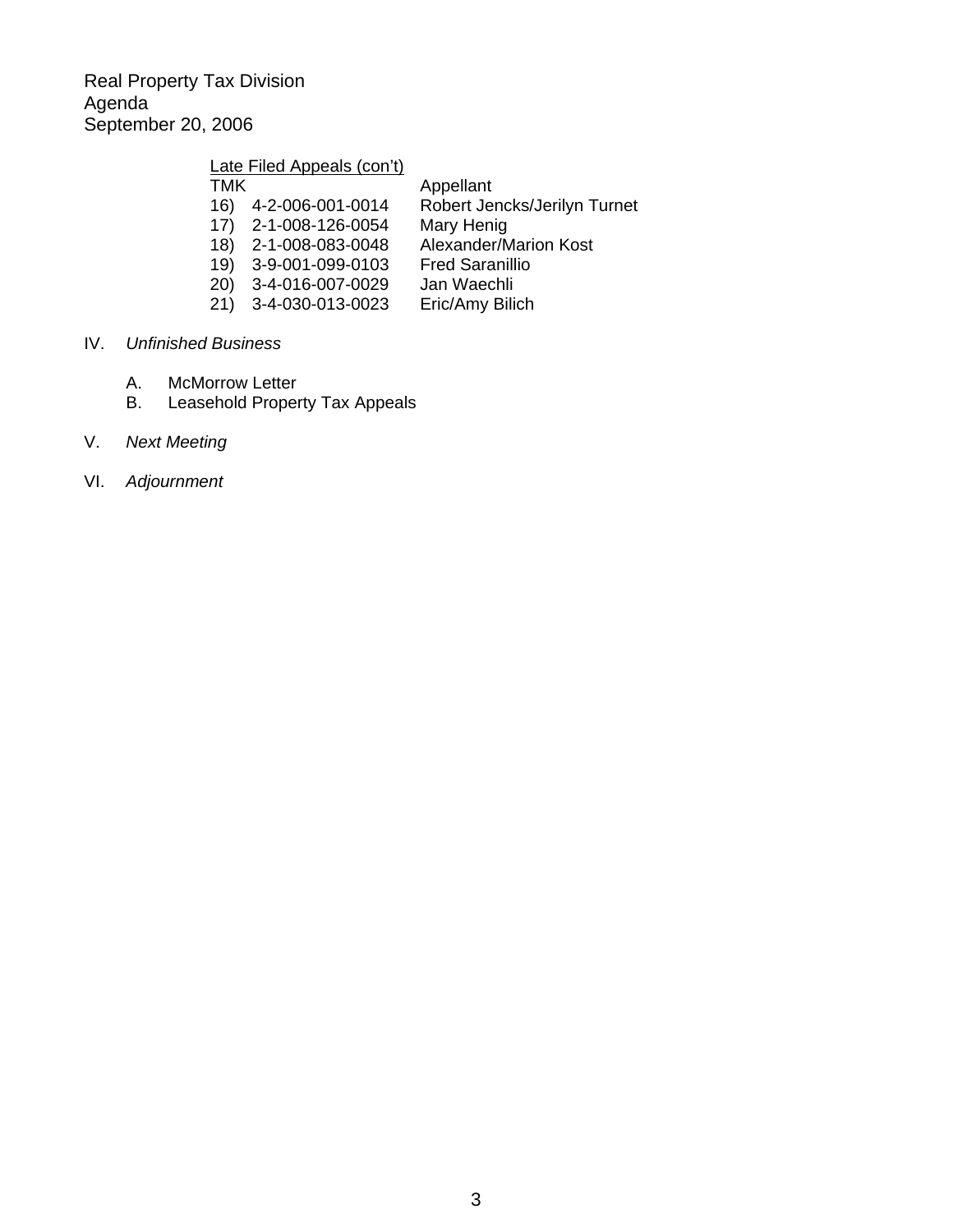Real Property Tax Division
Agenda
September 20, 2006

Late Filed Appeals (con't)

| TMK | Appellant |
|---|---|
| 16) 4-2-006-001-0014 | Robert Jencks/Jerilyn Turnet |
| 17) 2-1-008-126-0054 | Mary Henig |
| 18) 2-1-008-083-0048 | Alexander/Marion Kost |
| 19) 3-9-001-099-0103 | Fred Saranillio |
| 20) 3-4-016-007-0029 | Jan Waechli |
| 21) 3-4-030-013-0023 | Eric/Amy Bilich |

IV. *Unfinished Business*

A. McMorrow Letter
B. Leasehold Property Tax Appeals

V. *Next Meeting*

VI. *Adjournment*